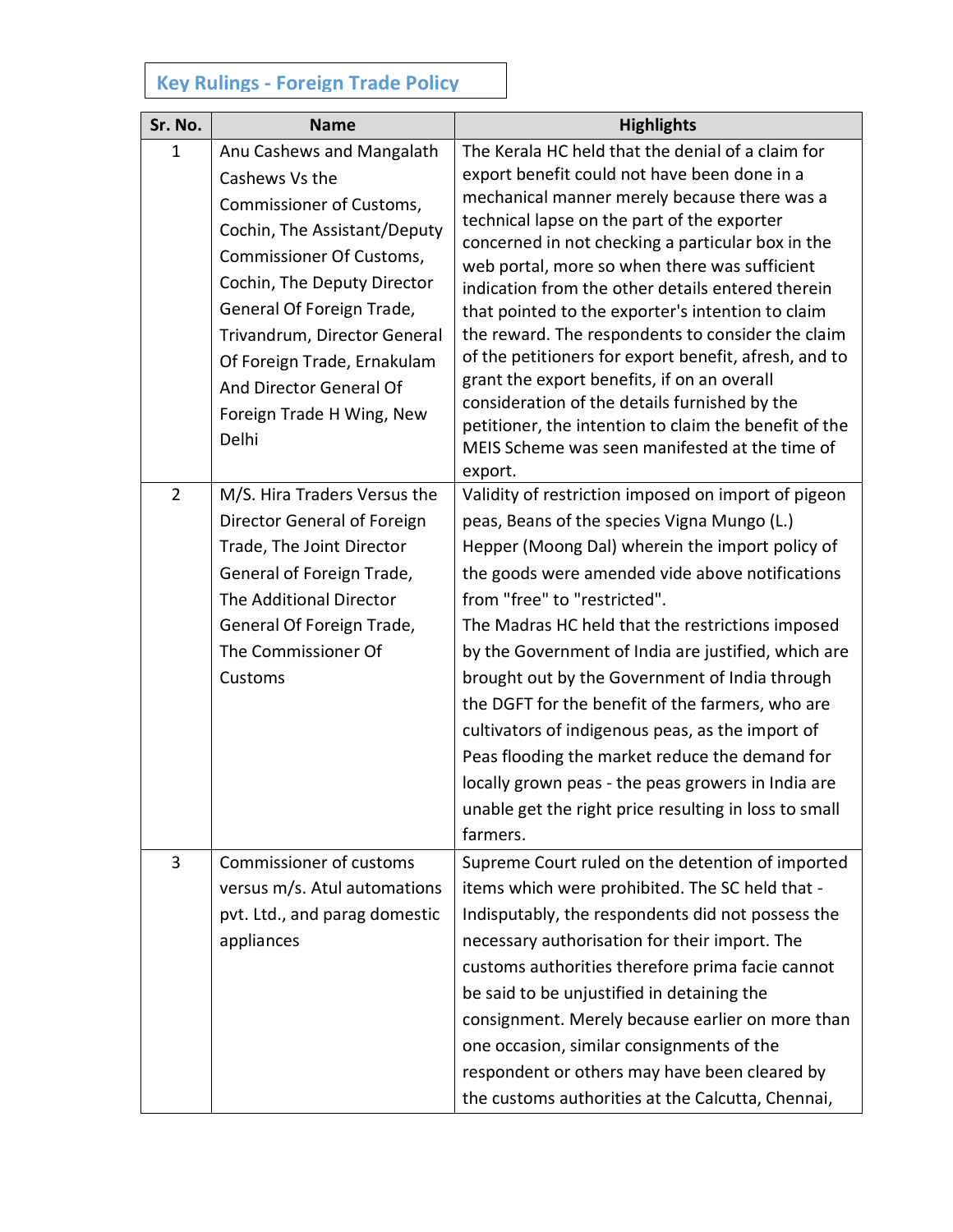## Key Rulings - Foreign Trade Policy

| Sr. No. | Name | Highlights |
|---|---|---|
| 1 | Anu Cashews and Mangalath Cashews Vs the Commissioner of Customs, Cochin, The Assistant/Deputy Commissioner Of Customs, Cochin, The Deputy Director General Of Foreign Trade, Trivandrum, Director General Of Foreign Trade, Ernakulam And Director General Of Foreign Trade H Wing, New Delhi | The Kerala HC held that the denial of a claim for export benefit could not have been done in a mechanical manner merely because there was a technical lapse on the part of the exporter concerned in not checking a particular box in the web portal, more so when there was sufficient indication from the other details entered therein that pointed to the exporter's intention to claim the reward. The respondents to consider the claim of the petitioners for export benefit, afresh, and to grant the export benefits, if on an overall consideration of the details furnished by the petitioner, the intention to claim the benefit of the MEIS Scheme was seen manifested at the time of export. |
| 2 | M/S. Hira Traders Versus the Director General of Foreign Trade, The Joint Director General of Foreign Trade, The Additional Director General Of Foreign Trade, The Commissioner Of Customs | Validity of restriction imposed on import of pigeon peas, Beans of the species Vigna Mungo (L.) Hepper (Moong Dal) wherein the import policy of the goods were amended vide above notifications from "free" to "restricted".<br>The Madras HC held that the restrictions imposed by the Government of India are justified, which are brought out by the Government of India through the DGFT for the benefit of the farmers, who are cultivators of indigenous peas, as the import of Peas flooding the market reduce the demand for locally grown peas - the peas growers in India are unable get the right price resulting in loss to small farmers. |
| 3 | Commissioner of customs versus m/s. Atul automations pvt. Ltd., and parag domestic appliances | Supreme Court ruled on the detention of imported items which were prohibited. The SC held that - Indisputably, the respondents did not possess the necessary authorisation for their import. The customs authorities therefore prima facie cannot be said to be unjustified in detaining the consignment. Merely because earlier on more than one occasion, similar consignments of the respondent or others may have been cleared by the customs authorities at the Calcutta, Chennai, |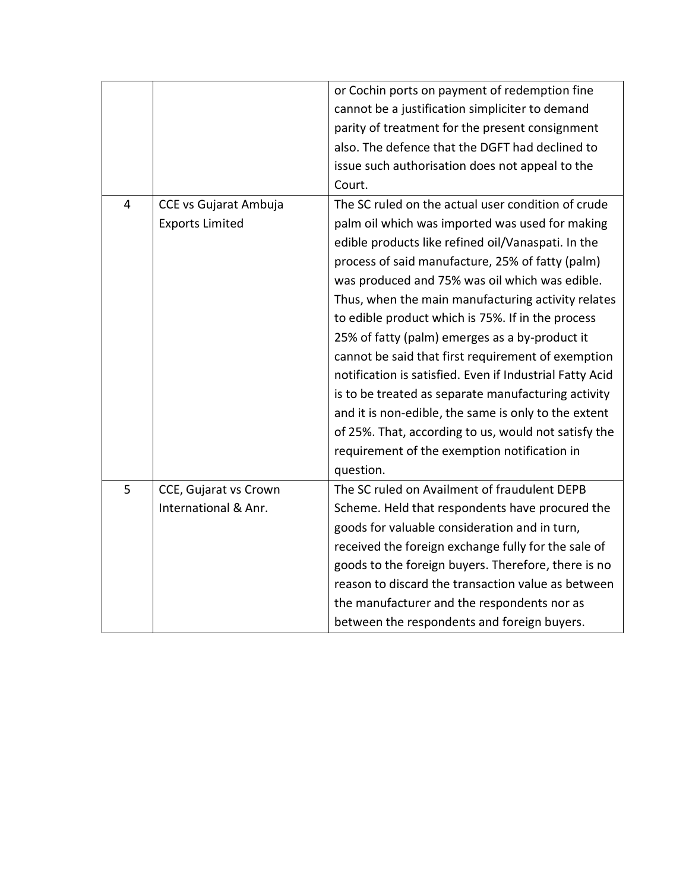| | | |
|---|---|---|
| | | or Cochin ports on payment of redemption fine cannot be a justification simpliciter to demand parity of treatment for the present consignment also. The defence that the DGFT had declined to issue such authorisation does not appeal to the Court. |
| 4 | CCE vs Gujarat Ambuja Exports Limited | The SC ruled on the actual user condition of crude palm oil which was imported was used for making edible products like refined oil/Vanaspati. In the process of said manufacture, 25% of fatty (palm) was produced and 75% was oil which was edible. Thus, when the main manufacturing activity relates to edible product which is 75%. If in the process 25% of fatty (palm) emerges as a by-product it cannot be said that first requirement of exemption notification is satisfied. Even if Industrial Fatty Acid is to be treated as separate manufacturing activity and it is non-edible, the same is only to the extent of 25%. That, according to us, would not satisfy the requirement of the exemption notification in question. |
| 5 | CCE, Gujarat vs Crown International & Anr. | The SC ruled on Availment of fraudulent DEPB Scheme. Held that respondents have procured the goods for valuable consideration and in turn, received the foreign exchange fully for the sale of goods to the foreign buyers. Therefore, there is no reason to discard the transaction value as between the manufacturer and the respondents nor as between the respondents and foreign buyers. |